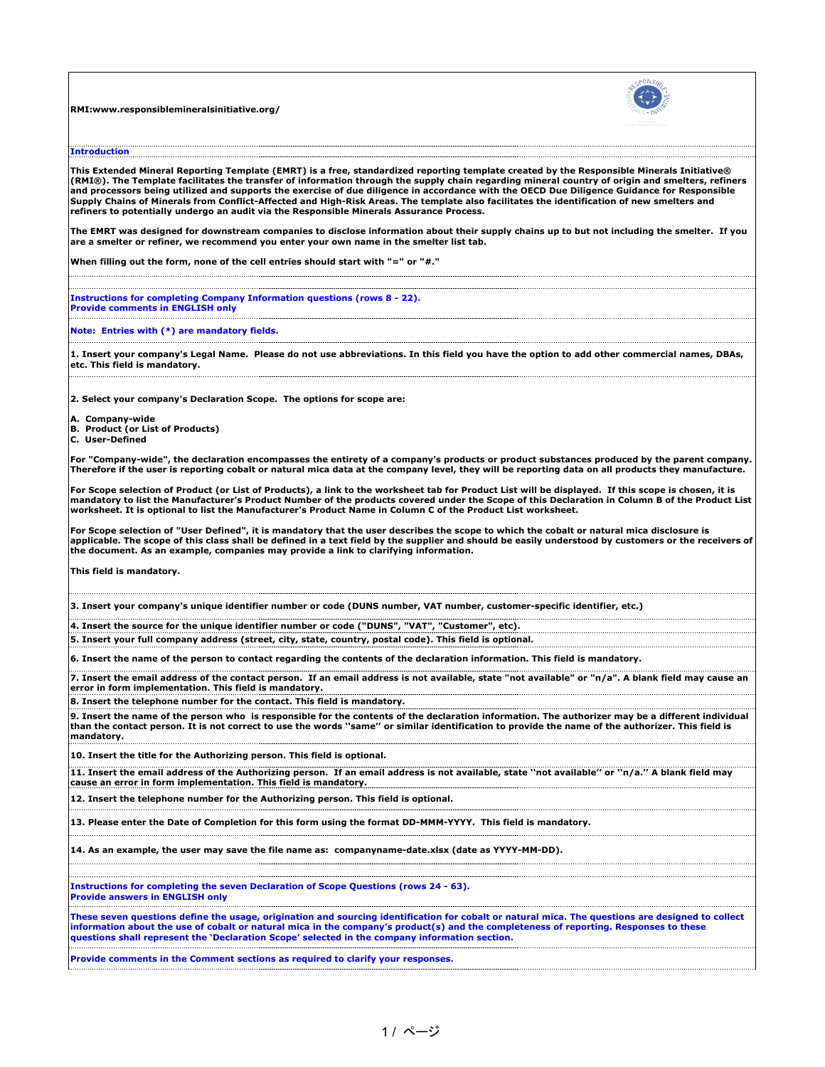**RMI:www.responsiblemineralsinitiative.org/**

### Introduction

**This Extended Mineral Reporting Template (EMRT) is a free, standardized reporting template created by the Responsible Minerals Initiative® (RMI®). The Template facilitates the transfer of information through the supply chain regarding mineral country of origin and smelters, refiners and processors being utilized and supports the exercise of due diligence in accordance with the OECD Due Diligence Guidance for Responsible Supply Chains of Minerals from Conflict-Affected and High-Risk Areas. The template also facilitates the identification of new smelters and refiners to potentially undergo an audit via the Responsible Minerals Assurance Process.**

**The EMRT was designed for downstream companies to disclose information about their supply chains up to but not including the smelter. If you are a smelter or refiner, we recommend you enter your own name in the smelter list tab.**

**When filling out the form, none of the cell entries should start with "=" or "#."**

### Instructions for completing Company Information questions (rows 8 - 22). Provide comments in ENGLISH only

**Note: Entries with (*) are mandatory fields.**

**1. Insert your company's Legal Name. Please do not use abbreviations. In this field you have the option to add other commercial names, DBAs, etc. This field is mandatory.**

**2. Select your company's Declaration Scope. The options for scope are:**

**A. Company-wide**
**B. Product (or List of Products)**
**C. User-Defined**

**For "Company-wide", the declaration encompasses the entirety of a company's products or product substances produced by the parent company. Therefore if the user is reporting cobalt or natural mica data at the company level, they will be reporting data on all products they manufacture.**

**For Scope selection of Product (or List of Products), a link to the worksheet tab for Product List will be displayed. If this scope is chosen, it is mandatory to list the Manufacturer's Product Number of the products covered under the Scope of this Declaration in Column B of the Product List worksheet. It is optional to list the Manufacturer's Product Name in Column C of the Product List worksheet.**

**For Scope selection of "User Defined", it is mandatory that the user describes the scope to which the cobalt or natural mica disclosure is applicable. The scope of this class shall be defined in a text field by the supplier and should be easily understood by customers or the receivers of the document. As an example, companies may provide a link to clarifying information.**

**This field is mandatory.**

**3. Insert your company's unique identifier number or code (DUNS number, VAT number, customer-specific identifier, etc.)**

**4. Insert the source for the unique identifier number or code ("DUNS", "VAT", "Customer", etc).**

**5. Insert your full company address (street, city, state, country, postal code). This field is optional.**

**6. Insert the name of the person to contact regarding the contents of the declaration information. This field is mandatory.**

**7. Insert the email address of the contact person. If an email address is not available, state "not available" or "n/a". A blank field may cause an error in form implementation. This field is mandatory.**

**8. Insert the telephone number for the contact. This field is mandatory.**

**9. Insert the name of the person who is responsible for the contents of the declaration information. The authorizer may be a different individual than the contact person. It is not correct to use the words "same" or similar identification to provide the name of the authorizer. This field is mandatory.**

**10. Insert the title for the Authorizing person. This field is optional.**

**11. Insert the email address of the Authorizing person. If an email address is not available, state "not available" or "n/a." A blank field may cause an error in form implementation. This field is mandatory.**

**12. Insert the telephone number for the Authorizing person. This field is optional.**

**13. Please enter the Date of Completion for this form using the format DD-MMM-YYYY. This field is mandatory.**

**14. As an example, the user may save the file name as: companyname-date.xlsx (date as YYYY-MM-DD).**

### Instructions for completing the seven Declaration of Scope Questions (rows 24 - 63). Provide answers in ENGLISH only

**These seven questions define the usage, origination and sourcing identification for cobalt or natural mica. The questions are designed to collect information about the use of cobalt or natural mica in the company's product(s) and the completeness of reporting. Responses to these questions shall represent the 'Declaration Scope' selected in the company information section.**

**Provide comments in the Comment sections as required to clarify your responses.**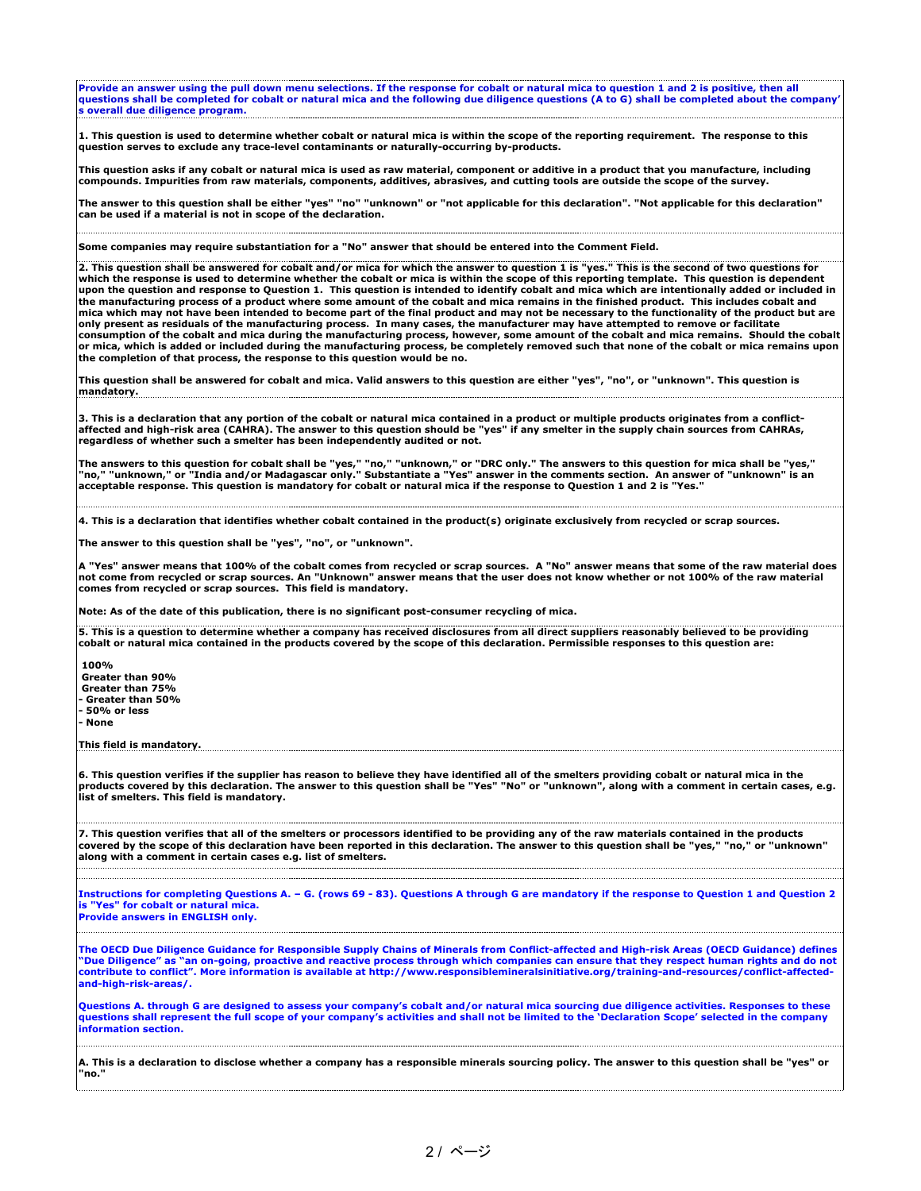**Provide an answer using the pull down menu selections. If the response for cobalt or natural mica to question 1 and 2 is positive, then all questions shall be completed for cobalt or natural mica and the following due diligence questions (A to G) shall be completed about the company's overall due diligence program.**

**1. This question is used to determine whether cobalt or natural mica is within the scope of the reporting requirement. The response to this question serves to exclude any trace-level contaminants or naturally-occurring by-products.**

**This question asks if any cobalt or natural mica is used as raw material, component or additive in a product that you manufacture, including compounds. Impurities from raw materials, components, additives, abrasives, and cutting tools are outside the scope of the survey.**

**The answer to this question shall be either "yes" "no" "unknown" or "not applicable for this declaration". "Not applicable for this declaration" can be used if a material is not in scope of the declaration.**

**Some companies may require substantiation for a "No" answer that should be entered into the Comment Field.**

**2. This question shall be answered for cobalt and/or mica for which the answer to question 1 is "yes." This is the second of two questions for which the response is used to determine whether the cobalt or mica is within the scope of this reporting template. This question is dependent upon the question and response to Question 1. This question is intended to identify cobalt and mica which are intentionally added or included in the manufacturing process of a product where some amount of the cobalt and mica remains in the finished product. This includes cobalt and mica which may not have been intended to become part of the final product and may not be necessary to the functionality of the product but are only present as residuals of the manufacturing process. In many cases, the manufacturer may have attempted to remove or facilitate consumption of the cobalt and mica during the manufacturing process, however, some amount of the cobalt and mica remains. Should the cobalt or mica, which is added or included during the manufacturing process, be completely removed such that none of the cobalt or mica remains upon the completion of that process, the response to this question would be no.**

**This question shall be answered for cobalt and mica. Valid answers to this question are either "yes", "no", or "unknown". This question is mandatory.**

**3. This is a declaration that any portion of the cobalt or natural mica contained in a product or multiple products originates from a conflict-affected and high-risk area (CAHRA). The answer to this question should be "yes" if any smelter in the supply chain sources from CAHRAs, regardless of whether such a smelter has been independently audited or not.**

**The answers to this question for cobalt shall be "yes," "no," "unknown," or "DRC only." The answers to this question for mica shall be "yes," "no," "unknown," or "India and/or Madagascar only." Substantiate a "Yes" answer in the comments section. An answer of "unknown" is an acceptable response. This question is mandatory for cobalt or natural mica if the response to Question 1 and 2 is "Yes."**

**4. This is a declaration that identifies whether cobalt contained in the product(s) originate exclusively from recycled or scrap sources.**

**The answer to this question shall be "yes", "no", or "unknown".**

**A "Yes" answer means that 100% of the cobalt comes from recycled or scrap sources. A "No" answer means that some of the raw material does not come from recycled or scrap sources. An "Unknown" answer means that the user does not know whether or not 100% of the raw material comes from recycled or scrap sources. This field is mandatory.**

**Note: As of the date of this publication, there is no significant post-consumer recycling of mica.**

**5. This is a question to determine whether a company has received disclosures from all direct suppliers reasonably believed to be providing cobalt or natural mica contained in the products covered by the scope of this declaration. Permissible responses to this question are:**

**100%**
**Greater than 90%**
**Greater than 75%**
**- Greater than 50%**
**- 50% or less**
**- None**

**This field is mandatory.**

**6. This question verifies if the supplier has reason to believe they have identified all of the smelters providing cobalt or natural mica in the products covered by this declaration. The answer to this question shall be "Yes" "No" or "unknown", along with a comment in certain cases, e.g. list of smelters. This field is mandatory.**

**7. This question verifies that all of the smelters or processors identified to be providing any of the raw materials contained in the products covered by the scope of this declaration have been reported in this declaration. The answer to this question shall be "yes," "no," or "unknown" along with a comment in certain cases e.g. list of smelters.**

**Instructions for completing Questions A. – G. (rows 69 - 83). Questions A through G are mandatory if the response to Question 1 and Question 2 is "Yes" for cobalt or natural mica.**
**Provide answers in ENGLISH only.**

**The OECD Due Diligence Guidance for Responsible Supply Chains of Minerals from Conflict-affected and High-risk Areas (OECD Guidance) defines "Due Diligence" as "an on-going, proactive and reactive process through which companies can ensure that they respect human rights and do not contribute to conflict". More information is available at http://www.responsiblemineralsinitiative.org/training-and-resources/conflict-affected-and-high-risk-areas/.**

**Questions A. through G are designed to assess your company's cobalt and/or natural mica sourcing due diligence activities. Responses to these questions shall represent the full scope of your company's activities and shall not be limited to the 'Declaration Scope' selected in the company information section.**

**A. This is a declaration to disclose whether a company has a responsible minerals sourcing policy. The answer to this question shall be "yes" or "no."**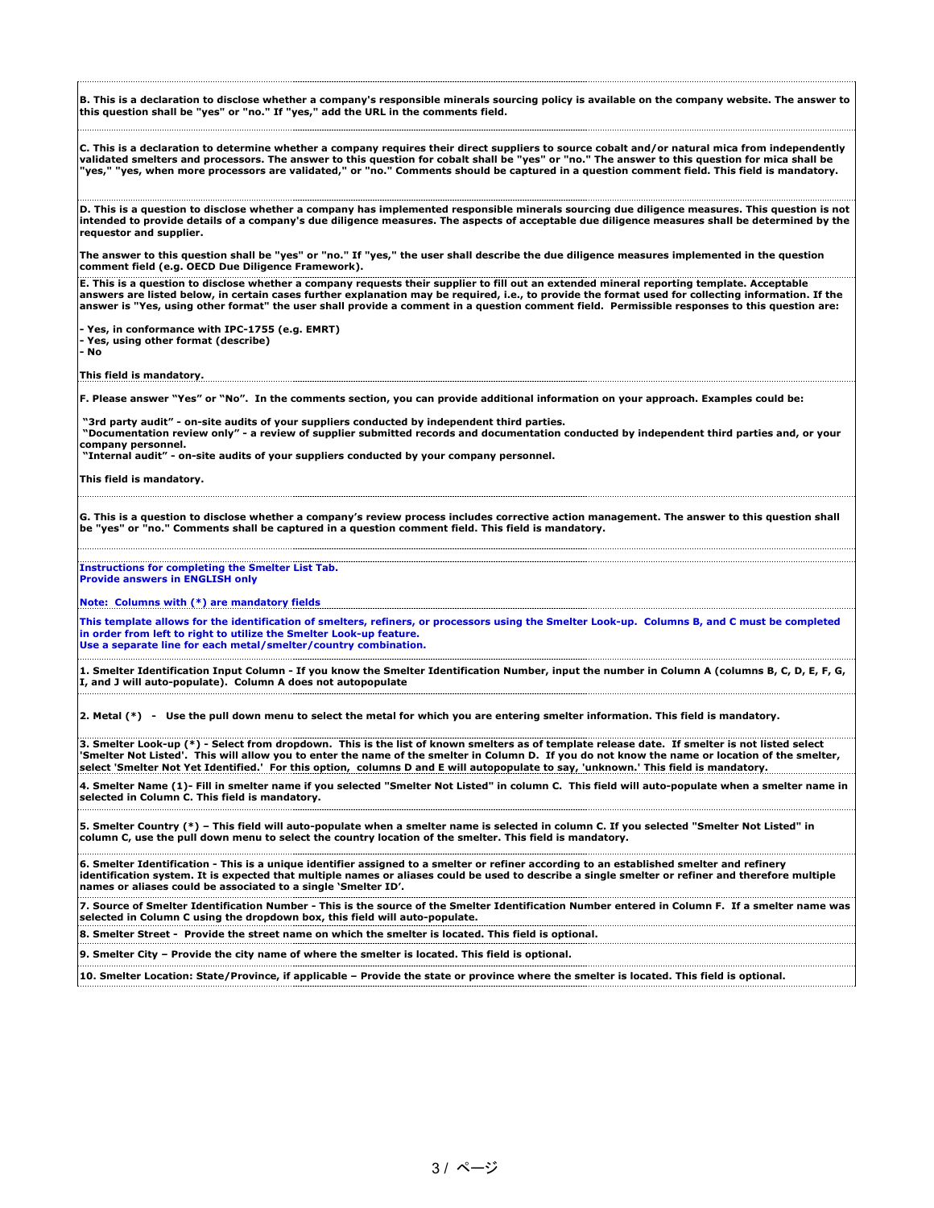**B. This is a declaration to disclose whether a company's responsible minerals sourcing policy is available on the company website. The answer to this question shall be "yes" or "no." If "yes," add the URL in the comments field.**

**C. This is a declaration to determine whether a company requires their direct suppliers to source cobalt and/or natural mica from independently validated smelters and processors. The answer to this question for cobalt shall be "yes" or "no." The answer to this question for mica shall be "yes," "yes, when more processors are validated," or "no." Comments should be captured in a question comment field. This field is mandatory.**

**D. This is a question to disclose whether a company has implemented responsible minerals sourcing due diligence measures. This question is not intended to provide details of a company's due diligence measures. The aspects of acceptable due diligence measures shall be determined by the requestor and supplier.**

**The answer to this question shall be "yes" or "no." If "yes," the user shall describe the due diligence measures implemented in the question comment field (e.g. OECD Due Diligence Framework).**

**E. This is a question to disclose whether a company requests their supplier to fill out an extended mineral reporting template. Acceptable answers are listed below, in certain cases further explanation may be required, i.e., to provide the format used for collecting information. If the answer is "Yes, using other format" the user shall provide a comment in a question comment field. Permissible responses to this question are:**

**- Yes, in conformance with IPC-1755 (e.g. EMRT)**
**- Yes, using other format (describe)**
**- No**

**This field is mandatory.**

**F. Please answer "Yes" or "No". In the comments section, you can provide additional information on your approach. Examples could be:**

**"3rd party audit" - on-site audits of your suppliers conducted by independent third parties.**
**"Documentation review only" - a review of supplier submitted records and documentation conducted by independent third parties and, or your company personnel.**
**"Internal audit" - on-site audits of your suppliers conducted by your company personnel.**

**This field is mandatory.**

**G. This is a question to disclose whether a company's review process includes corrective action management. The answer to this question shall be "yes" or "no." Comments shall be captured in a question comment field. This field is mandatory.**

**Instructions for completing the Smelter List Tab.**
**Provide answers in ENGLISH only**

**Note: Columns with (*) are mandatory fields**

**This template allows for the identification of smelters, refiners, or processors using the Smelter Look-up. Columns B, and C must be completed in order from left to right to utilize the Smelter Look-up feature.**
**Use a separate line for each metal/smelter/country combination.**

**1. Smelter Identification Input Column - If you know the Smelter Identification Number, input the number in Column A (columns B, C, D, E, F, G, I, and J will auto-populate). Column A does not autopopulate**

**2. Metal (*) - Use the pull down menu to select the metal for which you are entering smelter information. This field is mandatory.**

**3. Smelter Look-up (*) - Select from dropdown. This is the list of known smelters as of template release date. If smelter is not listed select 'Smelter Not Listed'. This will allow you to enter the name of the smelter in Column D. If you do not know the name or location of the smelter, select 'Smelter Not Yet Identified.' For this option, columns D and E will autopopulate to say, 'unknown.' This field is mandatory.**

**4. Smelter Name (1)- Fill in smelter name if you selected "Smelter Not Listed" in column C. This field will auto-populate when a smelter name in selected in Column C. This field is mandatory.**

**5. Smelter Country (*) – This field will auto-populate when a smelter name is selected in column C. If you selected "Smelter Not Listed" in column C, use the pull down menu to select the country location of the smelter. This field is mandatory.**

**6. Smelter Identification - This is a unique identifier assigned to a smelter or refiner according to an established smelter and refinery identification system. It is expected that multiple names or aliases could be used to describe a single smelter or refiner and therefore multiple names or aliases could be associated to a single 'Smelter ID'.**

**7. Source of Smelter Identification Number - This is the source of the Smelter Identification Number entered in Column F. If a smelter name was selected in Column C using the dropdown box, this field will auto-populate.**

**8. Smelter Street - Provide the street name on which the smelter is located. This field is optional.**

**9. Smelter City – Provide the city name of where the smelter is located. This field is optional.**

**10. Smelter Location: State/Province, if applicable – Provide the state or province where the smelter is located. This field is optional.**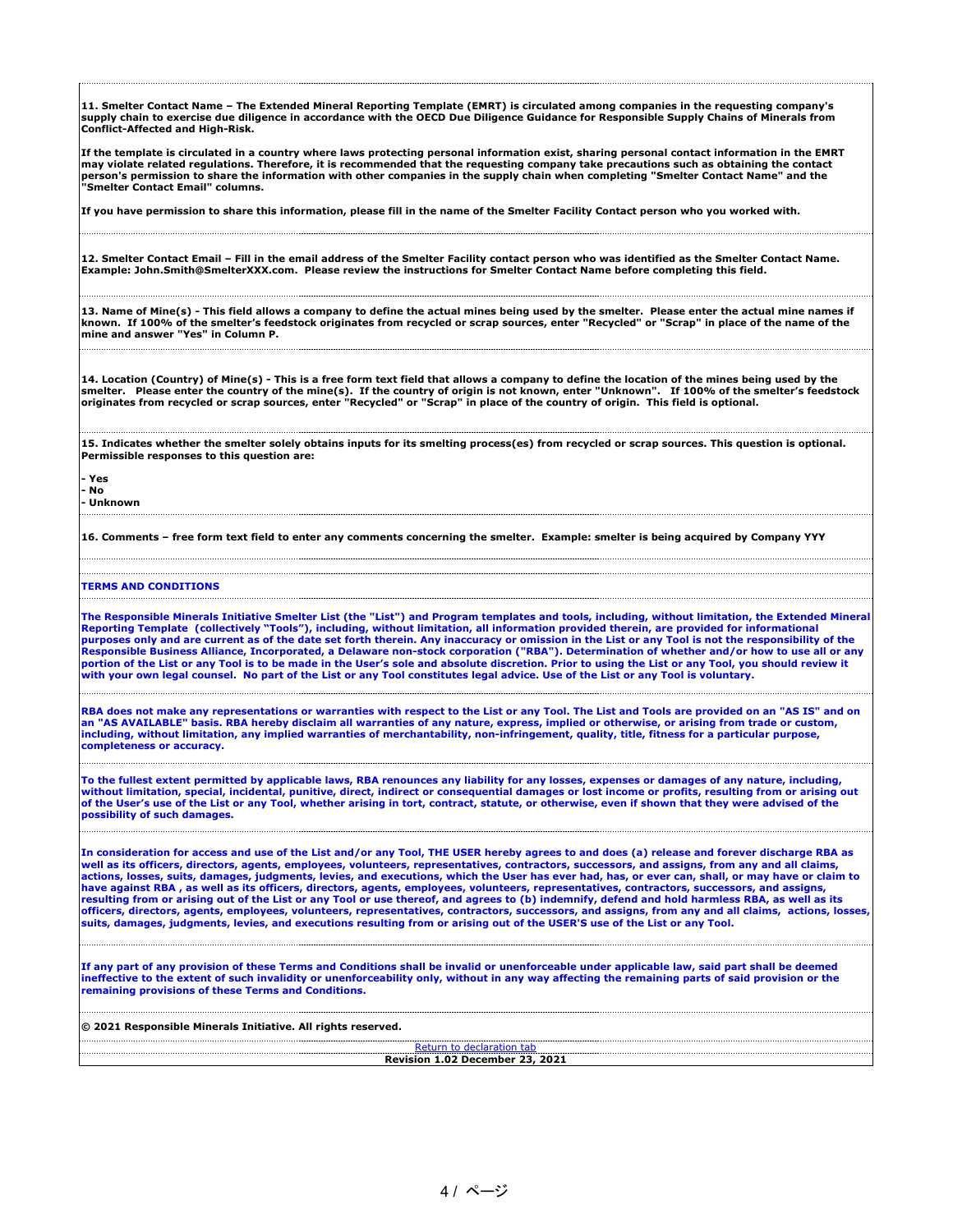**11. Smelter Contact Name – The Extended Mineral Reporting Template (EMRT) is circulated among companies in the requesting company's supply chain to exercise due diligence in accordance with the OECD Due Diligence Guidance for Responsible Supply Chains of Minerals from Conflict-Affected and High-Risk.**

**If the template is circulated in a country where laws protecting personal information exist, sharing personal contact information in the EMRT may violate related regulations. Therefore, it is recommended that the requesting company take precautions such as obtaining the contact person's permission to share the information with other companies in the supply chain when completing "Smelter Contact Name" and the "Smelter Contact Email" columns.**

**If you have permission to share this information, please fill in the name of the Smelter Facility Contact person who you worked with.**

**12. Smelter Contact Email – Fill in the email address of the Smelter Facility contact person who was identified as the Smelter Contact Name. Example: John.Smith@SmelterXXX.com. Please review the instructions for Smelter Contact Name before completing this field.**

**13. Name of Mine(s) - This field allows a company to define the actual mines being used by the smelter. Please enter the actual mine names if known. If 100% of the smelter's feedstock originates from recycled or scrap sources, enter "Recycled" or "Scrap" in place of the name of the mine and answer "Yes" in Column P.**

**14. Location (Country) of Mine(s) - This is a free form text field that allows a company to define the location of the mines being used by the smelter. Please enter the country of the mine(s). If the country of origin is not known, enter "Unknown". If 100% of the smelter's feedstock originates from recycled or scrap sources, enter "Recycled" or "Scrap" in place of the country of origin. This field is optional.**

**15. Indicates whether the smelter solely obtains inputs for its smelting process(es) from recycled or scrap sources. This question is optional. Permissible responses to this question are:**

- **Yes**
- **No**
- **Unknown**

**16. Comments – free form text field to enter any comments concerning the smelter. Example: smelter is being acquired by Company YYY**

**TERMS AND CONDITIONS**

**The Responsible Minerals Initiative Smelter List (the "List") and Program templates and tools, including, without limitation, the Extended Mineral Reporting Template (collectively "Tools"), including, without limitation, all information provided therein, are provided for informational purposes only and are current as of the date set forth therein. Any inaccuracy or omission in the List or any Tool is not the responsibility of the Responsible Business Alliance, Incorporated, a Delaware non-stock corporation ("RBA"). Determination of whether and/or how to use all or any portion of the List or any Tool is to be made in the User's sole and absolute discretion. Prior to using the List or any Tool, you should review it with your own legal counsel. No part of the List or any Tool constitutes legal advice. Use of the List or any Tool is voluntary.**

**RBA does not make any representations or warranties with respect to the List or any Tool. The List and Tools are provided on an "AS IS" and on an "AS AVAILABLE" basis. RBA hereby disclaim all warranties of any nature, express, implied or otherwise, or arising from trade or custom, including, without limitation, any implied warranties of merchantability, non-infringement, quality, title, fitness for a particular purpose, completeness or accuracy.**

**To the fullest extent permitted by applicable laws, RBA renounces any liability for any losses, expenses or damages of any nature, including, without limitation, special, incidental, punitive, direct, indirect or consequential damages or lost income or profits, resulting from or arising out of the User's use of the List or any Tool, whether arising in tort, contract, statute, or otherwise, even if shown that they were advised of the possibility of such damages.**

**In consideration for access and use of the List and/or any Tool, THE USER hereby agrees to and does (a) release and forever discharge RBA as well as its officers, directors, agents, employees, volunteers, representatives, contractors, successors, and assigns, from any and all claims, actions, losses, suits, damages, judgments, levies, and executions, which the User has ever had, has, or ever can, shall, or may have or claim to have against RBA , as well as its officers, directors, agents, employees, volunteers, representatives, contractors, successors, and assigns, resulting from or arising out of the List or any Tool or use thereof, and agrees to (b) indemnify, defend and hold harmless RBA, as well as its officers, directors, agents, employees, volunteers, representatives, contractors, successors, and assigns, from any and all claims, actions, losses, suits, damages, judgments, levies, and executions resulting from or arising out of the USER'S use of the List or any Tool.**

**If any part of any provision of these Terms and Conditions shall be invalid or unenforceable under applicable law, said part shall be deemed ineffective to the extent of such invalidity or unenforceability only, without in any way affecting the remaining parts of said provision or the remaining provisions of these Terms and Conditions.**

**© 2021 Responsible Minerals Initiative. All rights reserved.**

Return to declaration tab

**Revision 1.02 December 23, 2021**